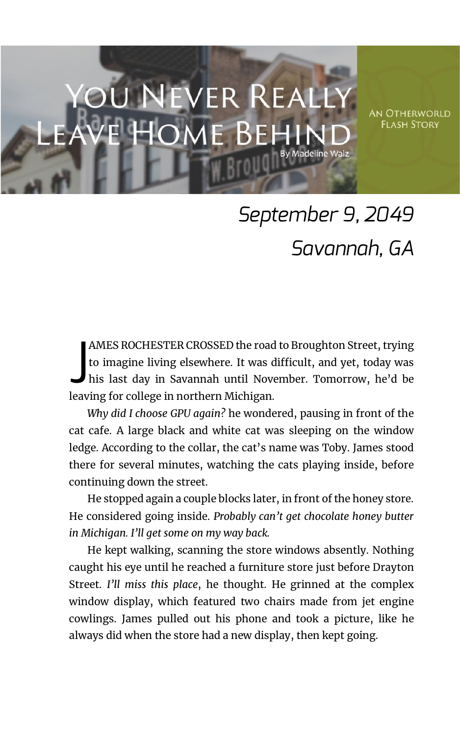# You Never Really Leave Home Behind

By Madeline Walz

An Otherworld Flash Story

*September 9, 2049*
*Savannah, GA*

JAMES ROCHESTER CROSSED the road to Broughton Street, trying to imagine living elsewhere. It was difficult, and yet, today was his last day in Savannah until November. Tomorrow, he'd be leaving for college in northern Michigan.

*Why did I choose GPU again?* he wondered, pausing in front of the cat cafe. A large black and white cat was sleeping on the window ledge. According to the collar, the cat's name was Toby. James stood there for several minutes, watching the cats playing inside, before continuing down the street.

He stopped again a couple blocks later, in front of the honey store. He considered going inside. *Probably can't get chocolate honey butter in Michigan. I'll get some on my way back.*

He kept walking, scanning the store windows absently. Nothing caught his eye until he reached a furniture store just before Drayton Street. *I'll miss this place*, he thought. He grinned at the complex window display, which featured two chairs made from jet engine cowlings. James pulled out his phone and took a picture, like he always did when the store had a new display, then kept going.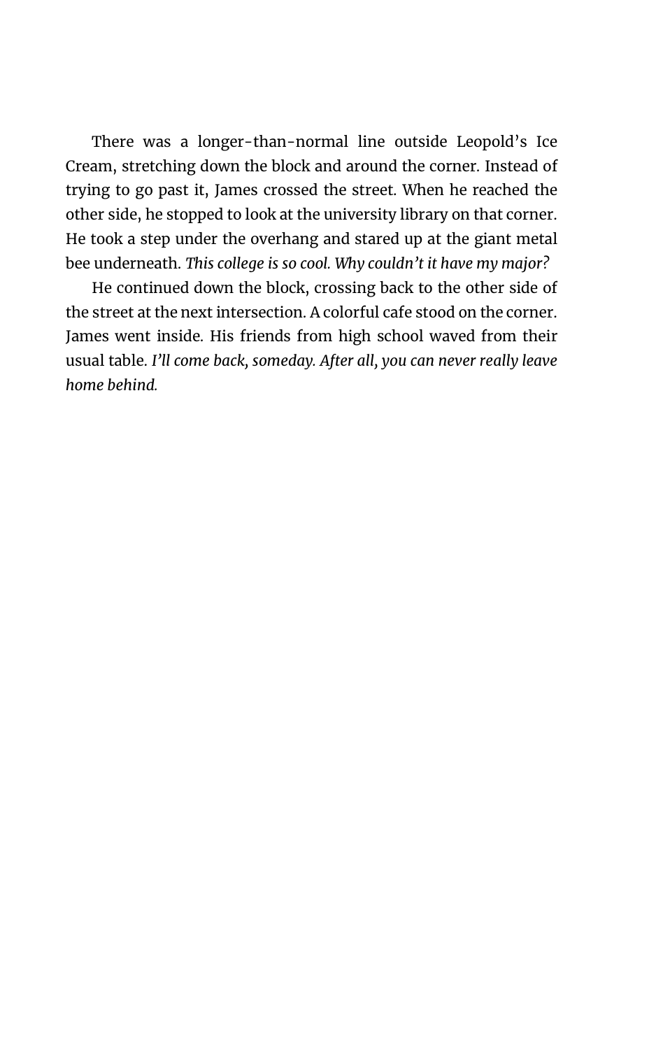There was a longer-than-normal line outside Leopold's Ice Cream, stretching down the block and around the corner. Instead of trying to go past it, James crossed the street. When he reached the other side, he stopped to look at the university library on that corner. He took a step under the overhang and stared up at the giant metal bee underneath. *This college is so cool. Why couldn't it have my major?*

He continued down the block, crossing back to the other side of the street at the next intersection. A colorful cafe stood on the corner. James went inside. His friends from high school waved from their usual table. *I'll come back, someday. After all, you can never really leave home behind.*